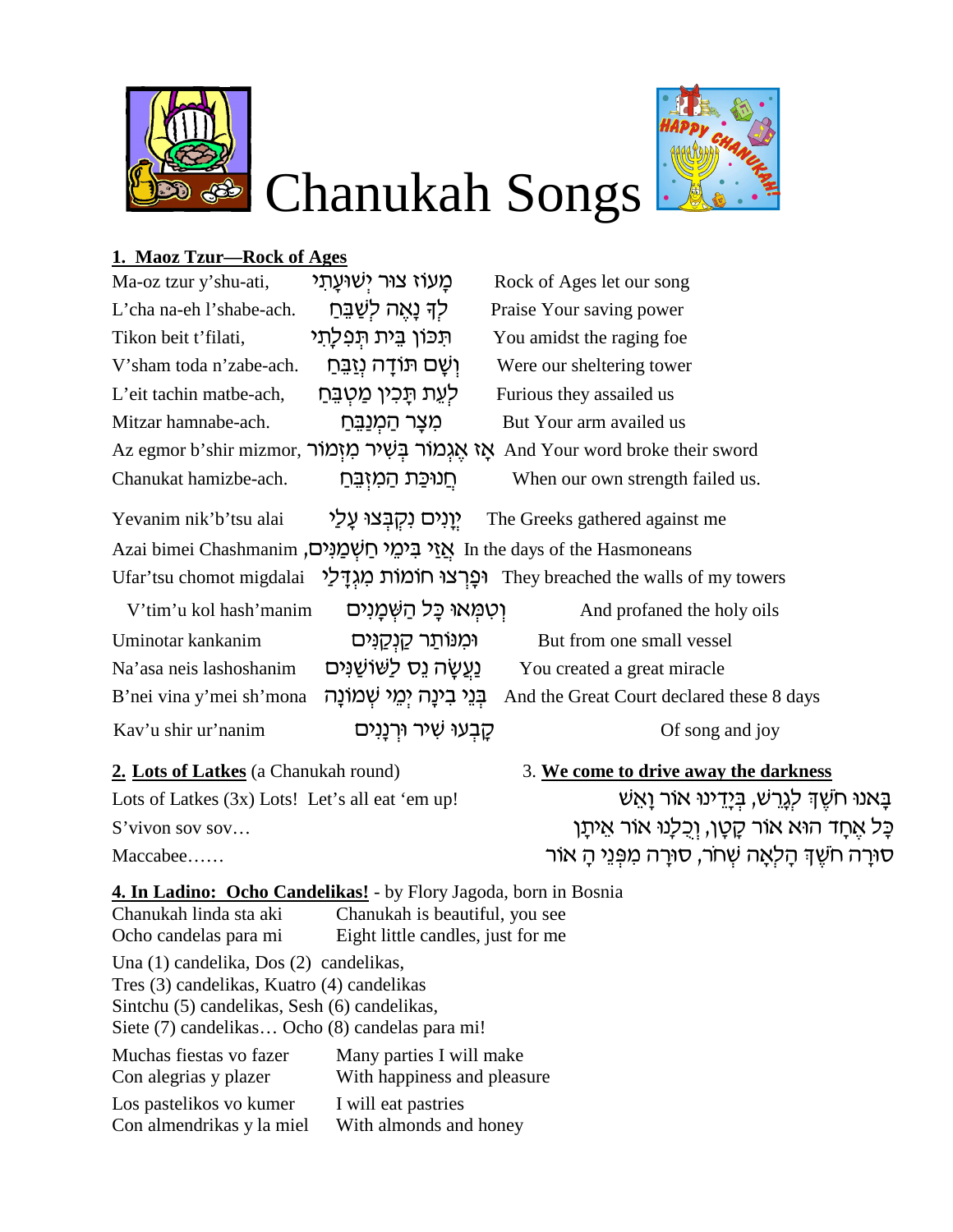# Chanukah Songs

**1. Maoz Tzur—Rock of Ages**

| | | |
|---|---|---|
| Ma-oz tzur y'shu-ati, | מָעוֹז צוּר יְשׁוּעָתִי | Rock of Ages let our song |
| L'cha na-eh l'shabe-ach. | לְךָ נָאֶה לְשַׁבֵּחַ | Praise Your saving power |
| Tikon beit t'filati, | תִּכּוֹן בֵּית תְּפִלָּתִי | You amidst the raging foe |
| V'sham toda n'zabe-ach. | וְשָׁם תּוֹדָה נְזַבֵּחַ | Were our sheltering tower |
| L'eit tachin matbe-ach, | לְעֵת תָּכִין מַטְבֵּחַ | Furious they assailed us |
| Mitzar hamnabe-ach. | מִצָּר הַמְנַבֵּחַ | But Your arm availed us |
| Az egmor b'shir mizmor, | אָז אֶגְמוֹר בְּשִׁיר מִזְמוֹר | And Your word broke their sword |
| Chanukat hamizbe-ach. | חֲנוּכַּת הַמִּזְבֵּחַ | When our own strength failed us. |
| Yevanim nik'b'tsu alai | יְוָנִים נִקְבְּצוּ עָלַי | The Greeks gathered against me |
| Azai bimei Chashmanim | אֲזַי בִּימֵי חַשְׁמַנִּים, | In the days of the Hasmoneans |
| Ufar'tsu chomot migdalai | וּפָרְצוּ חוֹמוֹת מִגְדָּלַי | They breached the walls of my towers |
| V'tim'u kol hash'manim | וְטִמְּאוּ כָּל הַשְּׁמָנִים | And profaned the holy oils |
| Uminotar kankanim | וּמִנּוֹתַר קַנְקַנִּים | But from one small vessel |
| Na'asa neis lashoshanim | נַעֲשָׂה נֵס לַשּׁוֹשַׁנִּים | You created a great miracle |
| B'nei vina y'mei sh'mona | בְּנֵי בִינָה יְמֵי שְׁמוֹנָה | And the Great Court declared these 8 days |
| Kav'u shir ur'nanim | קָבְעוּ שִׁיר וּרְנָנִים | Of song and joy |

**2. Lots of Latkes** (a Chanukah round)

Lots of Latkes (3x) Lots! Let's all eat 'em up!
S'vivon sov sov…
Maccabee……

3. **We come to drive away the darkness**

בָּאנוּ חֹשֶׁךְ לְגָרֵשׁ, בְּיָדֵינוּ אוֹר וָאֵשׁ
כָּל אֶחָד הוּא אוֹר קָטָן, וְכֻלָּנוּ אוֹר אֵיתָן
סוּרָה חֹשֶׁךְ הָלְאָה שְׁחֹר, סוּרָה מִפְּנֵי הָ אוֹר

**4. In Ladino: Ocho Candelikas!** - by Flory Jagoda, born in Bosnia

| | |
|---|---|
| Chanukah linda sta aki | Chanukah is beautiful, you see |
| Ocho candelas para mi | Eight little candles, just for me |

Una (1) candelika, Dos (2) candelikas,
Tres (3) candelikas, Kuatro (4) candelikas
Sintchu (5) candelikas, Sesh (6) candelikas,
Siete (7) candelikas… Ocho (8) candelas para mi!

| | |
|---|---|
| Muchas fiestas vo fazer | Many parties I will make |
| Con alegrias y plazer | With happiness and pleasure |
| Los pastelikos vo kumer | I will eat pastries |
| Con almendrikas y la miel | With almonds and honey |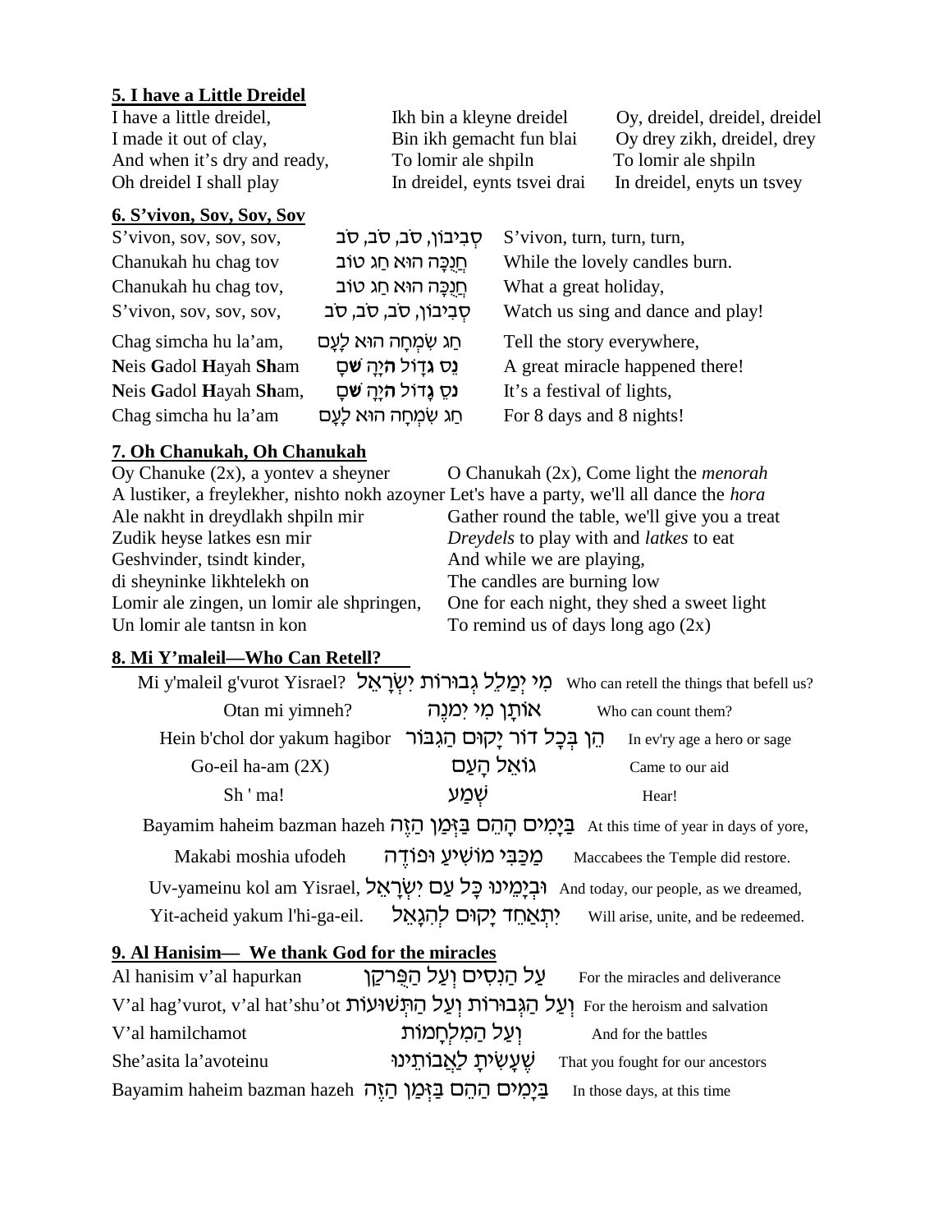## 5. I have a Little Dreidel

| | | |
|---|---|---|
| I have a little dreidel, | Ikh bin a kleyne dreidel | Oy, dreidel, dreidel, dreidel |
| I made it out of clay, | Bin ikh gemacht fun blai | Oy drey zikh, dreidel, drey |
| And when it's dry and ready, | To lomir ale shpiln | To lomir ale shpiln |
| Oh dreidel I shall play | In dreidel, eynts tsvei drai | In dreidel, enyts un tsvey |

## 6. S'vivon, Sov, Sov, Sov

| | | |
|---|---|---|
| S'vivon, sov, sov, sov, | סְבִיבוֹן, סֹב, סֹב, סֹב | S'vivon, turn, turn, turn, |
| Chanukah hu chag tov | חֲנֻכָּה הוּא חַג טוֹב | While the lovely candles burn. |
| Chanukah hu chag tov, | חֲנֻכָּה הוּא חַג טוֹב | What a great holiday, |
| S'vivon, sov, sov, sov, | סְבִיבוֹן, סֹב, סֹב, סֹב | Watch us sing and dance and play! |
| Chag simcha hu la'am, | חַג שִׂמְחָה הוּא לָעָם | Tell the story everywhere, |
| **N**eis **G**adol **H**ayah **Sh**am | **נ**ֵס **ג**ָּדוֹל **ה**ָיָה **שׁ**ָם | A great miracle happened there! |
| **N**eis **G**adol **H**ayah **Sh**am, | **נ**ֵס **ג**ָדוֹל **ה**ָיָה **שׁ**ָם | It's a festival of lights, |
| Chag simcha hu la'am | חַג שִׂמְחָה הוּא לָעָם | For 8 days and 8 nights! |

## 7. Oh Chanukah, Oh Chanukah

| | |
|---|---|
| Oy Chanuke (2x), a yontev a sheyner | O Chanukah (2x), Come light the *menorah* |
| A lustiker, a freylekher, nishto nokh azoyner | Let's have a party, we'll all dance the *hora* |
| Ale nakht in dreydlakh shpiln mir | Gather round the table, we'll give you a treat |
| Zudik heyse latkes esn mir | *Dreydels* to play with and *latkes* to eat |
| Geshvinder, tsindt kinder, | And while we are playing, |
| di sheyninke likhtelekh on | The candles are burning low |
| Lomir ale zingen, un lomir ale shpringen, | One for each night, they shed a sweet light |
| Un lomir ale tantsn in kon | To remind us of days long ago (2x) |

## 8. Mi Y'maleil—Who Can Retell?

| | | |
|---|---|---|
| Mi y'maleil g'vurot Yisrael? | מִי יְמַלֵּל גְּבוּרוֹת יִשְׂרָאֵל | Who can retell the things that befell us? |
| Otan mi yimneh? | אוֹתָן מִי יִמְנֶה | Who can count them? |
| Hein b'chol dor yakum hagibor | הֵן בְּכָל דּוֹר יָקוּם הַגִּבּוֹר | In ev'ry age a hero or sage |
| Go-eil ha-am (2X) | גּוֹאֵל הָעָם | Came to our aid |
| Sh ' ma! | שְׁמַע | Hear! |
| Bayamim haheim bazman hazeh | בַּיָּמִים הָהֵם בַּזְּמַן הַזֶּה | At this time of year in days of yore, |
| Makabi moshia ufodeh | מַכַּבִּי מוֹשִׁיעַ וּפוֹדֶה | Maccabees the Temple did restore. |
| Uv-yameinu kol am Yisrael, | וּבְיָמֵינוּ כָּל עַם יִשְׂרָאֵל | And today, our people, as we dreamed, |
| Yit-acheid yakum l'hi-ga-eil. | יִתְאַחֵד יָקוּם לְהִגָּאֵל | Will arise, unite, and be redeemed. |

## 9. Al Hanisim— We thank God for the miracles

| | | |
|---|---|---|
| Al hanisim v'al hapurkan | עַל הַנִּסִּים וְעַל הַפֻּרְקָן | For the miracles and deliverance |
| V'al hag'vurot, v'al hat'shu'ot | וְעַל הַגְּבוּרוֹת וְעַל הַתְּשׁוּעוֹת | For the heroism and salvation |
| V'al hamilchamot | וְעַל הַמִּלְחָמוֹת | And for the battles |
| She'asita la'avoteinu | שֶׁעָשִׂיתָ לַאֲבוֹתֵינוּ | That you fought for our ancestors |
| Bayamim haheim bazman hazeh | בַּיָּמִים הָהֵם בַּזְּמַן הַזֶּה | In those days, at this time |